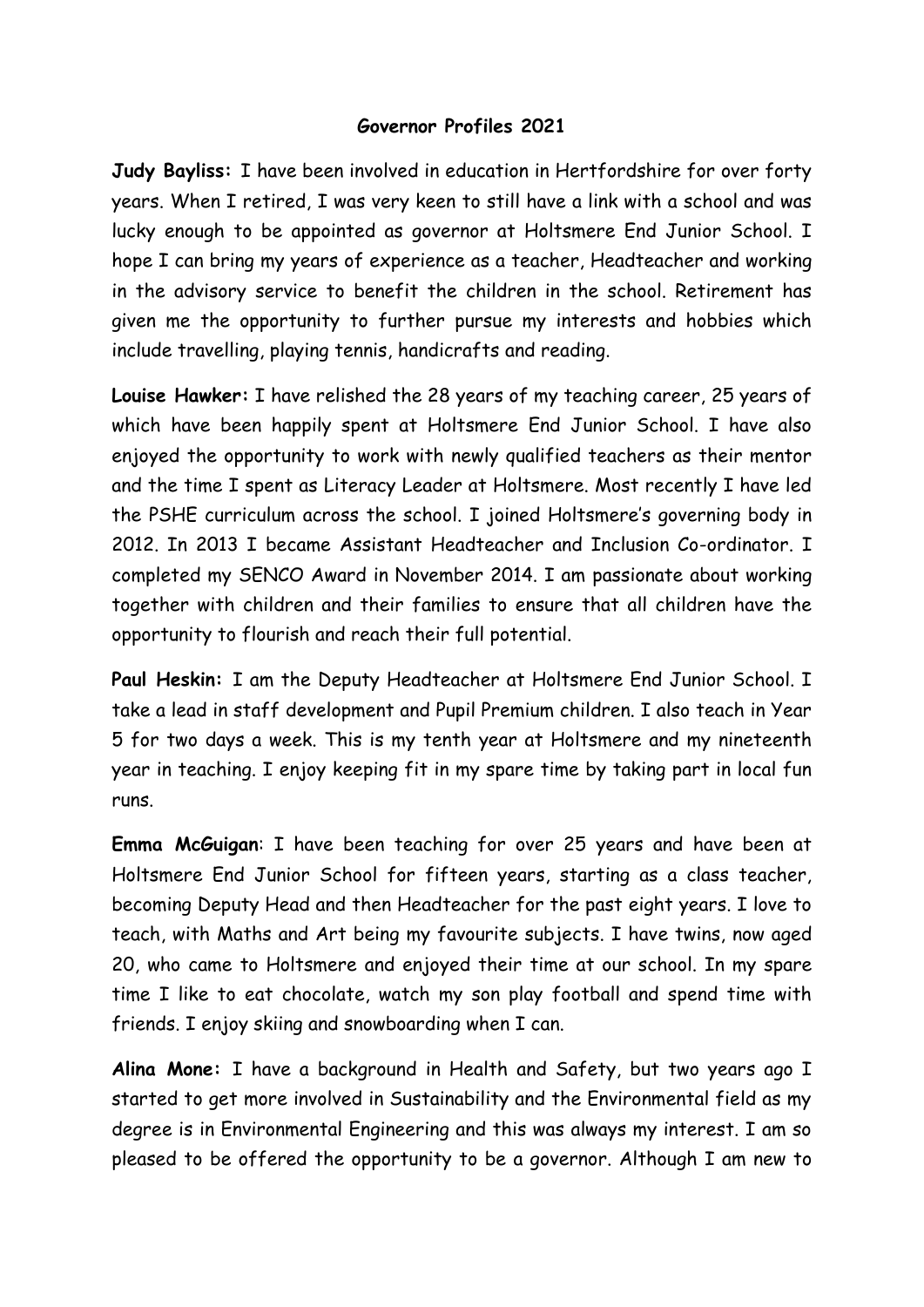# Governor Profiles 2021

**Judy Bayliss:** I have been involved in education in Hertfordshire for over forty years. When I retired, I was very keen to still have a link with a school and was lucky enough to be appointed as governor at Holtsmere End Junior School. I hope I can bring my years of experience as a teacher, Headteacher and working in the advisory service to benefit the children in the school. Retirement has given me the opportunity to further pursue my interests and hobbies which include travelling, playing tennis, handicrafts and reading.

**Louise Hawker:** I have relished the 28 years of my teaching career, 25 years of which have been happily spent at Holtsmere End Junior School. I have also enjoyed the opportunity to work with newly qualified teachers as their mentor and the time I spent as Literacy Leader at Holtsmere. Most recently I have led the PSHE curriculum across the school. I joined Holtsmere's governing body in 2012. In 2013 I became Assistant Headteacher and Inclusion Co-ordinator. I completed my SENCO Award in November 2014. I am passionate about working together with children and their families to ensure that all children have the opportunity to flourish and reach their full potential.

**Paul Heskin:** I am the Deputy Headteacher at Holtsmere End Junior School. I take a lead in staff development and Pupil Premium children. I also teach in Year 5 for two days a week. This is my tenth year at Holtsmere and my nineteenth year in teaching. I enjoy keeping fit in my spare time by taking part in local fun runs.

**Emma McGuigan**: I have been teaching for over 25 years and have been at Holtsmere End Junior School for fifteen years, starting as a class teacher, becoming Deputy Head and then Headteacher for the past eight years. I love to teach, with Maths and Art being my favourite subjects. I have twins, now aged 20, who came to Holtsmere and enjoyed their time at our school. In my spare time I like to eat chocolate, watch my son play football and spend time with friends. I enjoy skiing and snowboarding when I can.

**Alina Mone:** I have a background in Health and Safety, but two years ago I started to get more involved in Sustainability and the Environmental field as my degree is in Environmental Engineering and this was always my interest. I am so pleased to be offered the opportunity to be a governor. Although I am new to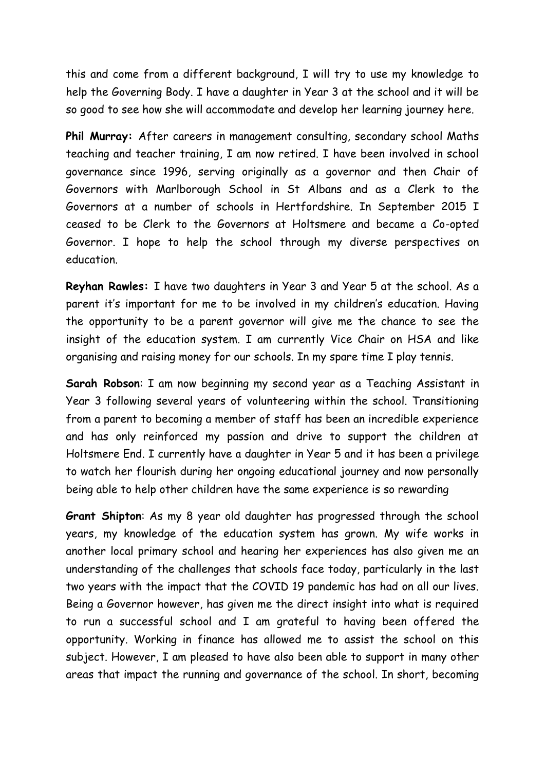this and come from a different background, I will try to use my knowledge to help the Governing Body. I have a daughter in Year 3 at the school and it will be so good to see how she will accommodate and develop her learning journey here.

**Phil Murray:** After careers in management consulting, secondary school Maths teaching and teacher training, I am now retired. I have been involved in school governance since 1996, serving originally as a governor and then Chair of Governors with Marlborough School in St Albans and as a Clerk to the Governors at a number of schools in Hertfordshire. In September 2015 I ceased to be Clerk to the Governors at Holtsmere and became a Co-opted Governor. I hope to help the school through my diverse perspectives on education.

**Reyhan Rawles:** I have two daughters in Year 3 and Year 5 at the school. As a parent it's important for me to be involved in my children's education. Having the opportunity to be a parent governor will give me the chance to see the insight of the education system. I am currently Vice Chair on HSA and like organising and raising money for our schools. In my spare time I play tennis.

**Sarah Robson**: I am now beginning my second year as a Teaching Assistant in Year 3 following several years of volunteering within the school. Transitioning from a parent to becoming a member of staff has been an incredible experience and has only reinforced my passion and drive to support the children at Holtsmere End. I currently have a daughter in Year 5 and it has been a privilege to watch her flourish during her ongoing educational journey and now personally being able to help other children have the same experience is so rewarding

**Grant Shipton**: As my 8 year old daughter has progressed through the school years, my knowledge of the education system has grown. My wife works in another local primary school and hearing her experiences has also given me an understanding of the challenges that schools face today, particularly in the last two years with the impact that the COVID 19 pandemic has had on all our lives. Being a Governor however, has given me the direct insight into what is required to run a successful school and I am grateful to having been offered the opportunity. Working in finance has allowed me to assist the school on this subject. However, I am pleased to have also been able to support in many other areas that impact the running and governance of the school. In short, becoming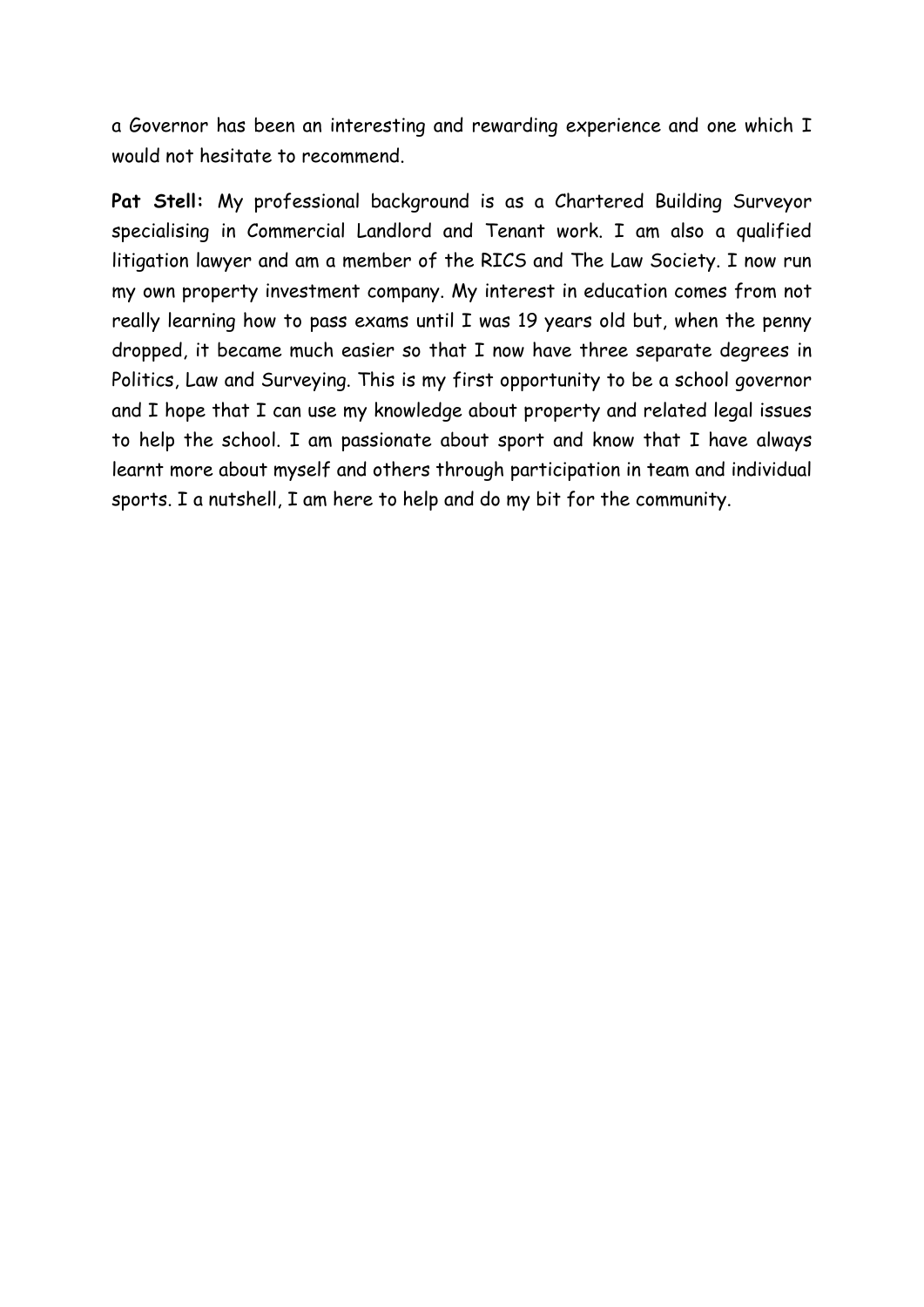a Governor has been an interesting and rewarding experience and one which I would not hesitate to recommend.

**Pat Stell:** My professional background is as a Chartered Building Surveyor specialising in Commercial Landlord and Tenant work. I am also a qualified litigation lawyer and am a member of the RICS and The Law Society. I now run my own property investment company. My interest in education comes from not really learning how to pass exams until I was 19 years old but, when the penny dropped, it became much easier so that I now have three separate degrees in Politics, Law and Surveying. This is my first opportunity to be a school governor and I hope that I can use my knowledge about property and related legal issues to help the school. I am passionate about sport and know that I have always learnt more about myself and others through participation in team and individual sports. I a nutshell, I am here to help and do my bit for the community.